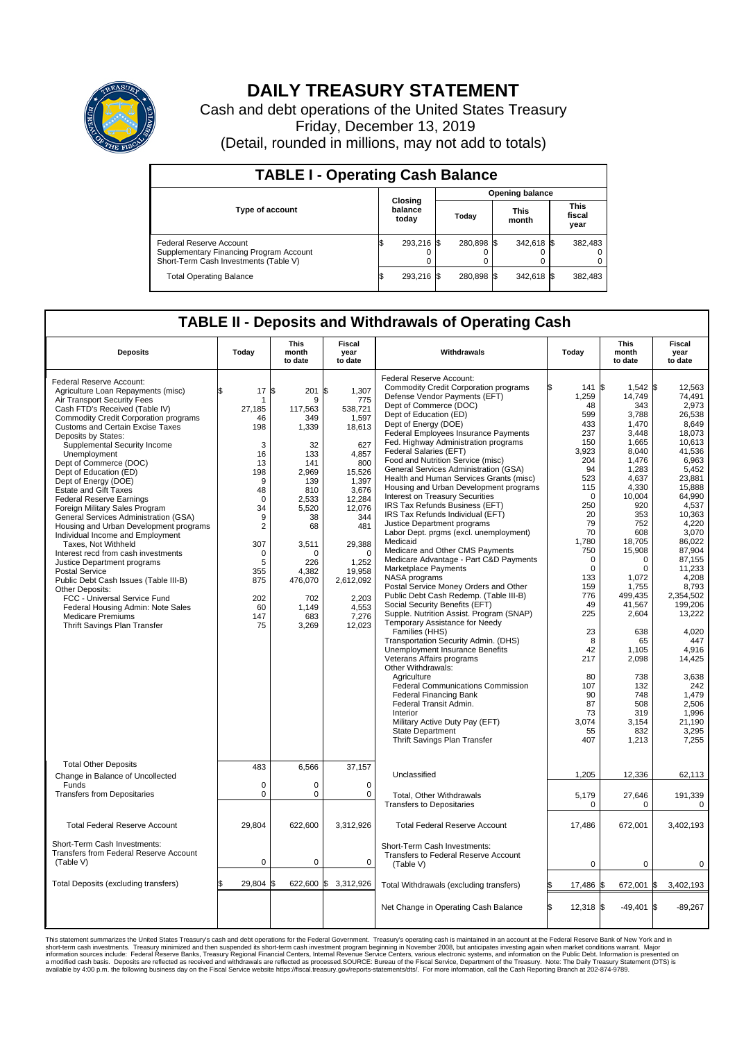# DAILY TREASURY STATEMENT

Cash and debt operations of the United States Treasury

Friday, December 13, 2019

(Detail, rounded in millions, may not add to totals)

## TABLE I - Operating Cash Balance

| Type of account | Closing balance today | Opening balance Today | Opening balance This month | Opening balance This fiscal year |
|---|---|---|---|---|
| Federal Reserve Account | $ 293,216 | $ 280,898 | $ 342,618 | $ 382,483 |
| Supplementary Financing Program Account | 0 | 0 | 0 | 0 |
| Short-Term Cash Investments (Table V) | 0 | 0 | 0 | 0 |
| Total Operating Balance | $ 293,216 | $ 280,898 | $ 342,618 | $ 382,483 |

## TABLE II - Deposits and Withdrawals of Operating Cash

| Deposits | Today | This month to date | Fiscal year to date | Withdrawals | Today | This month to date | Fiscal year to date |
|---|---|---|---|---|---|---|---|
| Federal Reserve Account: | | | | Federal Reserve Account: | | | |
| Agriculture Loan Repayments (misc) | $ 17 | $ 201 | $ 1,307 | Commodity Credit Corporation programs | $ 141 | $ 1,542 | $ 12,563 |
| Air Transport Security Fees | 1 | 9 | 775 | Defense Vendor Payments (EFT) | 1,259 | 14,749 | 74,491 |
| Cash FTD's Received (Table IV) | 27,185 | 117,563 | 538,721 | Dept of Commerce (DOC) | 48 | 343 | 2,973 |
| Commodity Credit Corporation programs | 46 | 349 | 1,597 | Dept of Education (ED) | 599 | 3,788 | 26,538 |
| Customs and Certain Excise Taxes | 198 | 1,339 | 18,613 | Dept of Energy (DOE) | 433 | 1,470 | 8,649 |
| Deposits by States: | | | | Federal Employees Insurance Payments | 237 | 3,448 | 18,073 |
| Supplemental Security Income | 3 | 32 | 627 | Fed. Highway Administration programs | 150 | 1,665 | 10,613 |
| Unemployment | 16 | 133 | 4,857 | Federal Salaries (EFT) | 3,923 | 8,040 | 41,536 |
| Dept of Commerce (DOC) | 13 | 141 | 800 | Food and Nutrition Service (misc) | 204 | 1,476 | 6,963 |
| Dept of Education (ED) | 198 | 2,969 | 15,526 | General Services Administration (GSA) | 94 | 1,283 | 5,452 |
| Dept of Energy (DOE) | 9 | 139 | 1,397 | Health and Human Services Grants (misc) | 523 | 4,637 | 23,881 |
| Estate and Gift Taxes | 48 | 810 | 3,676 | Housing and Urban Development programs | 115 | 4,330 | 15,888 |
| Federal Reserve Earnings | 0 | 2,533 | 12,284 | Interest on Treasury Securities | 0 | 10,004 | 64,990 |
| Foreign Military Sales Program | 34 | 5,520 | 12,076 | IRS Tax Refunds Business (EFT) | 250 | 920 | 4,537 |
| General Services Administration (GSA) | 9 | 38 | 344 | IRS Tax Refunds Individual (EFT) | 20 | 353 | 10,363 |
| Housing and Urban Development programs | 2 | 68 | 481 | Justice Department programs | 79 | 752 | 4,220 |
| Individual Income and Employment Taxes, Not Withheld | 307 | 3,511 | 29,388 | Labor Dept. prgms (excl. unemployment) | 70 | 608 | 3,070 |
| Interest recd from cash investments | 0 | 0 | 0 | Medicaid | 1,780 | 18,705 | 86,022 |
| Justice Department programs | 5 | 226 | 1,252 | Medicare and Other CMS Payments | 750 | 15,908 | 87,904 |
| Postal Service | 355 | 4,382 | 19,958 | Medicare Advantage - Part C&D Payments | 0 | 0 | 87,155 |
| Public Debt Cash Issues (Table III-B) | 875 | 476,070 | 2,612,092 | Marketplace Payments | 0 | 0 | 11,233 |
| Other Deposits: | | | | NASA programs | 133 | 1,072 | 4,208 |
| FCC - Universal Service Fund | 202 | 702 | 2,203 | Postal Service Money Orders and Other | 159 | 1,755 | 8,793 |
| Federal Housing Admin: Note Sales | 60 | 1,149 | 4,553 | Public Debt Cash Redemp. (Table III-B) | 776 | 499,435 | 2,354,502 |
| Medicare Premiums | 147 | 683 | 7,276 | Social Security Benefits (EFT) | 49 | 41,567 | 199,206 |
| Thrift Savings Plan Transfer | 75 | 3,269 | 12,023 | Supple. Nutrition Assist. Program (SNAP) | 225 | 2,604 | 13,222 |
| | | | | Temporary Assistance for Needy Families (HHS) | 23 | 638 | 4,020 |
| | | | | Transportation Security Admin. (DHS) | 8 | 65 | 447 |
| | | | | Unemployment Insurance Benefits | 42 | 1,105 | 4,916 |
| | | | | Veterans Affairs programs | 217 | 2,098 | 14,425 |
| | | | | Other Withdrawals: | | | |
| | | | | Agriculture | 80 | 738 | 3,638 |
| | | | | Federal Communications Commission | 107 | 132 | 242 |
| | | | | Federal Financing Bank | 90 | 748 | 1,479 |
| | | | | Federal Transit Admin. | 87 | 508 | 2,506 |
| | | | | Interior | 73 | 319 | 1,996 |
| | | | | Military Active Duty Pay (EFT) | 3,074 | 3,154 | 21,190 |
| | | | | State Department | 55 | 832 | 3,295 |
| | | | | Thrift Savings Plan Transfer | 407 | 1,213 | 7,255 |
| Total Other Deposits | 483 | 6,566 | 37,157 | Unclassified | 1,205 | 12,336 | 62,113 |
| Change in Balance of Uncollected Funds | 0 | 0 | 0 | | | | |
| Transfers from Depositaries | 0 | 0 | 0 | Total, Other Withdrawals | 5,179 | 27,646 | 191,339 |
| | | | | Transfers to Depositaries | 0 | 0 | 0 |
| Total Federal Reserve Account | 29,804 | 622,600 | 3,312,926 | Total Federal Reserve Account | 17,486 | 672,001 | 3,402,193 |
| Short-Term Cash Investments: Transfers from Federal Reserve Account (Table V) | 0 | 0 | 0 | Short-Term Cash Investments: Transfers to Federal Reserve Account (Table V) | 0 | 0 | 0 |
| Total Deposits (excluding transfers) | $ 29,804 | $ 622,600 | $ 3,312,926 | Total Withdrawals (excluding transfers) | $ 17,486 | $ 672,001 | $ 3,402,193 |
| | | | | Net Change in Operating Cash Balance | $ 12,318 | $ -49,401 | $ -89,267 |

This statement summarizes the United States Treasury's cash and debt operations for the Federal Government. Treasury's operating cash is maintained in an account at the Federal Reserve Bank of New York and in short-term cash investments. Treasury minimized and then suspended its short-term cash investment program beginning in November 2008, but anticipates investing again when market conditions warrant. Major information sources include: Federal Reserve Banks, Treasury Regional Financial Centers, Internal Revenue Service Centers, various electronic systems, and information on the Public Debt. Information is presented on a modified cash basis. Deposits are reflected as received and withdrawals are reflected as processed.SOURCE: Bureau of the Fiscal Service, Department of the Treasury. Note: The Daily Treasury Statement (DTS) is available by 4:00 p.m. the following business day on the Fiscal Service website https://fiscal.treasury.gov/reports-statements/dts/. For more information, call the Cash Reporting Branch at 202-874-9789.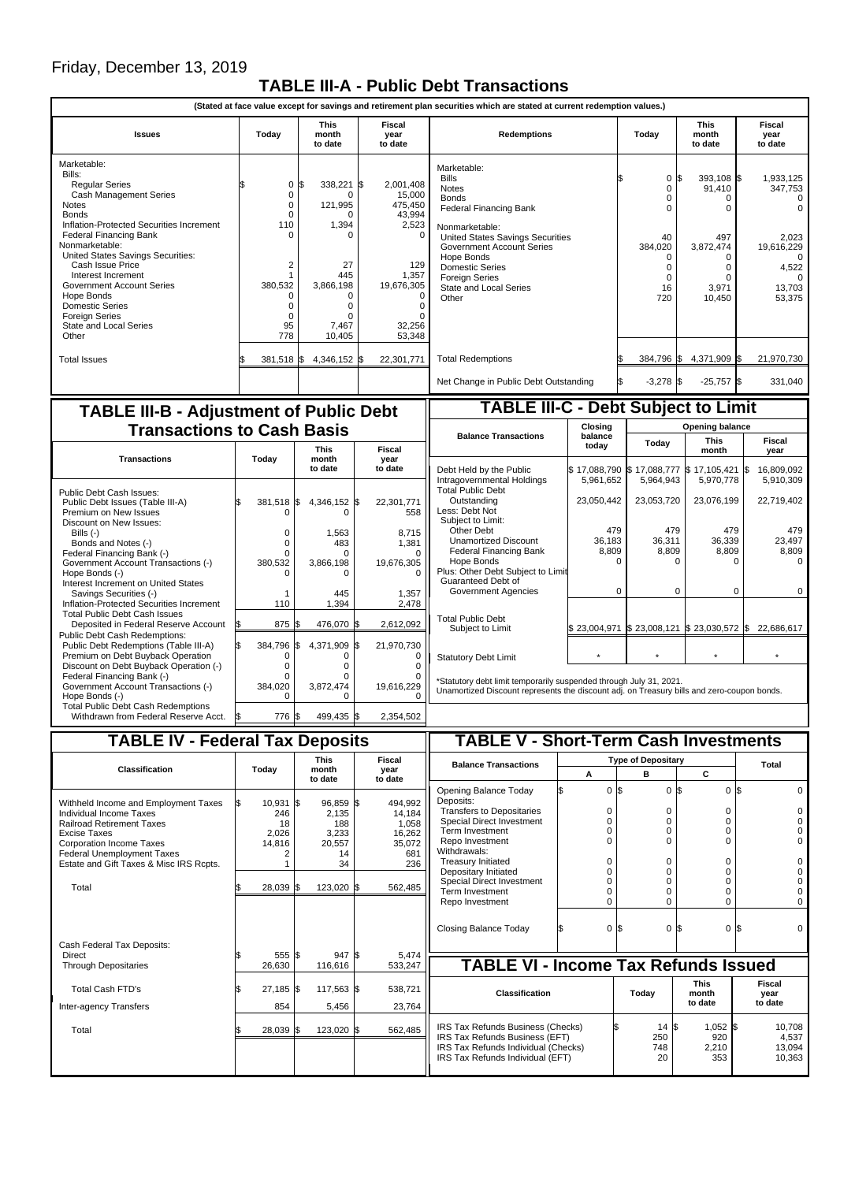Friday, December 13, 2019

# TABLE III-A - Public Debt Transactions

(Stated at face value except for savings and retirement plan securities which are stated at current redemption values.)

| Issues | Today | This month to date | Fiscal year to date |
|---|---|---|---|
| Marketable: | | | |
| Bills: | | | |
| Regular Series | $ 0 | $ 338,221 | $ 2,001,408 |
| Cash Management Series | 0 | 0 | 15,000 |
| Notes | 0 | 121,995 | 475,450 |
| Bonds | 0 | 0 | 43,994 |
| Inflation-Protected Securities Increment | 110 | 1,394 | 2,523 |
| Federal Financing Bank | 0 | 0 | 0 |
| Nonmarketable: | | | |
| United States Savings Securities: | | | |
| Cash Issue Price | 2 | 27 | 129 |
| Interest Increment | 1 | 445 | 1,357 |
| Government Account Series | 380,532 | 3,866,198 | 19,676,305 |
| Hope Bonds | 0 | 0 | 0 |
| Domestic Series | 0 | 0 | 0 |
| Foreign Series | 0 | 0 | 0 |
| State and Local Series | 95 | 7,467 | 32,256 |
| Other | 778 | 10,405 | 53,348 |
| Total Issues | $ 381,518 | $ 4,346,152 | $ 22,301,771 |

| Redemptions | Today | This month to date | Fiscal year to date |
|---|---|---|---|
| Marketable: | | | |
| Bills | $ 0 | $ 393,108 | $ 1,933,125 |
| Notes | 0 | 91,410 | 347,753 |
| Bonds | 0 | 0 | 0 |
| Federal Financing Bank | 0 | 0 | 0 |
| Nonmarketable: | | | |
| United States Savings Securities | 40 | 497 | 2,023 |
| Government Account Series | 384,020 | 3,872,474 | 19,616,229 |
| Hope Bonds | 0 | 0 | 0 |
| Domestic Series | 0 | 0 | 4,522 |
| Foreign Series | 0 | 0 | 0 |
| State and Local Series | 16 | 3,971 | 13,703 |
| Other | 720 | 10,450 | 53,375 |
| Total Redemptions | $ 384,796 | $ 4,371,909 | $ 21,970,730 |
| Net Change in Public Debt Outstanding | $ -3,278 | $ -25,757 | $ 331,040 |

# TABLE III-B - Adjustment of Public Debt Transactions to Cash Basis

| Transactions | Today | This month to date | Fiscal year to date |
|---|---|---|---|
| Public Debt Cash Issues: | | | |
| Public Debt Issues (Table III-A) | $ 381,518 | $ 4,346,152 | $ 22,301,771 |
| Premium on New Issues | 0 | 0 | 558 |
| Discount on New Issues: | | | |
| Bills (-) | 0 | 1,563 | 8,715 |
| Bonds and Notes (-) | 0 | 483 | 1,381 |
| Federal Financing Bank (-) | 0 | 0 | 0 |
| Government Account Transactions (-) | 380,532 | 3,866,198 | 19,676,305 |
| Hope Bonds (-) | 0 | 0 | 0 |
| Interest Increment on United States Savings Securities (-) | 1 | 445 | 1,357 |
| Inflation-Protected Securities Increment | 110 | 1,394 | 2,478 |
| Total Public Debt Cash Issues Deposited in Federal Reserve Account | $ 875 | $ 476,070 | $ 2,612,092 |
| Public Debt Cash Redemptions: | | | |
| Public Debt Redemptions (Table III-A) | $ 384,796 | $ 4,371,909 | $ 21,970,730 |
| Premium on Debt Buyback Operation | 0 | 0 | 0 |
| Discount on Debt Buyback Operation (-) | 0 | 0 | 0 |
| Federal Financing Bank (-) | 0 | 0 | 0 |
| Government Account Transactions (-) | 384,020 | 3,872,474 | 19,616,229 |
| Hope Bonds (-) | 0 | 0 | 0 |
| Total Public Debt Cash Redemptions Withdrawn from Federal Reserve Acct. | $ 776 | $ 499,435 | $ 2,354,502 |

# TABLE III-C - Debt Subject to Limit

| Balance Transactions | Closing balance today | Opening balance Today | Opening balance This month | Opening balance Fiscal year |
|---|---|---|---|---|
| Debt Held by the Public | $ 17,088,790 | $ 17,088,777 | $ 17,105,421 | $ 16,809,092 |
| Intragovernmental Holdings | 5,961,652 | 5,964,943 | 5,970,778 | 5,910,309 |
| Total Public Debt Outstanding | 23,050,442 | 23,053,720 | 23,076,199 | 22,719,402 |
| Less: Debt Not Subject to Limit: | | | | |
| Other Debt | 479 | 479 | 479 | 479 |
| Unamortized Discount | 36,183 | 36,311 | 36,339 | 23,497 |
| Federal Financing Bank | 8,809 | 8,809 | 8,809 | 8,809 |
| Hope Bonds | 0 | 0 | 0 | 0 |
| Plus: Other Debt Subject to Limit | | | | |
| Guaranteed Debt of Government Agencies | 0 | 0 | 0 | 0 |
| Total Public Debt Subject to Limit | $ 23,004,971 | $ 23,008,121 | $ 23,030,572 | $ 22,686,617 |
| Statutory Debt Limit | * | * | * | * |

*Statutory debt limit temporarily suspended through July 31, 2021.
Unamortized Discount represents the discount adj. on Treasury bills and zero-coupon bonds.

# TABLE IV - Federal Tax Deposits

| Classification | Today | This month to date | Fiscal year to date |
|---|---|---|---|
| Withheld Income and Employment Taxes | $ 10,931 | $ 96,859 | $ 494,992 |
| Individual Income Taxes | 246 | 2,135 | 14,184 |
| Railroad Retirement Taxes | 18 | 188 | 1,058 |
| Excise Taxes | 2,026 | 3,233 | 16,262 |
| Corporation Income Taxes | 14,816 | 20,557 | 35,072 |
| Federal Unemployment Taxes | 2 | 14 | 681 |
| Estate and Gift Taxes & Misc IRS Rcpts. | 1 | 34 | 236 |
| Total | $ 28,039 | $ 123,020 | $ 562,485 |
| Cash Federal Tax Deposits: | | | |
| Direct | $ 555 | $ 947 | $ 5,474 |
| Through Depositaries | 26,630 | 116,616 | 533,247 |
| Total Cash FTD's | $ 27,185 | $ 117,563 | $ 538,721 |
| Inter-agency Transfers | 854 | 5,456 | 23,764 |
| Total | $ 28,039 | $ 123,020 | $ 562,485 |

# TABLE V - Short-Term Cash Investments

| Balance Transactions | Type of Depositary A | B | C | Total |
|---|---|---|---|---|
| Opening Balance Today | $ 0 | $ 0 | $ 0 | $ 0 |
| Deposits: | | | | |
| Transfers to Depositaries | 0 | 0 | 0 | 0 |
| Special Direct Investment | 0 | 0 | 0 | 0 |
| Term Investment | 0 | 0 | 0 | 0 |
| Repo Investment | 0 | 0 | 0 | 0 |
| Withdrawals: | | | | |
| Treasury Initiated | 0 | 0 | 0 | 0 |
| Depositary Initiated | 0 | 0 | 0 | 0 |
| Special Direct Investment | 0 | 0 | 0 | 0 |
| Term Investment | 0 | 0 | 0 | 0 |
| Repo Investment | 0 | 0 | 0 | 0 |
| Closing Balance Today | $ 0 | $ 0 | $ 0 | $ 0 |

# TABLE VI - Income Tax Refunds Issued

| Classification | Today | This month to date | Fiscal year to date |
|---|---|---|---|
| IRS Tax Refunds Business (Checks) | $ 14 | $ 1,052 | $ 10,708 |
| IRS Tax Refunds Business (EFT) | 250 | 920 | 4,537 |
| IRS Tax Refunds Individual (Checks) | 748 | 2,210 | 13,094 |
| IRS Tax Refunds Individual (EFT) | 20 | 353 | 10,363 |